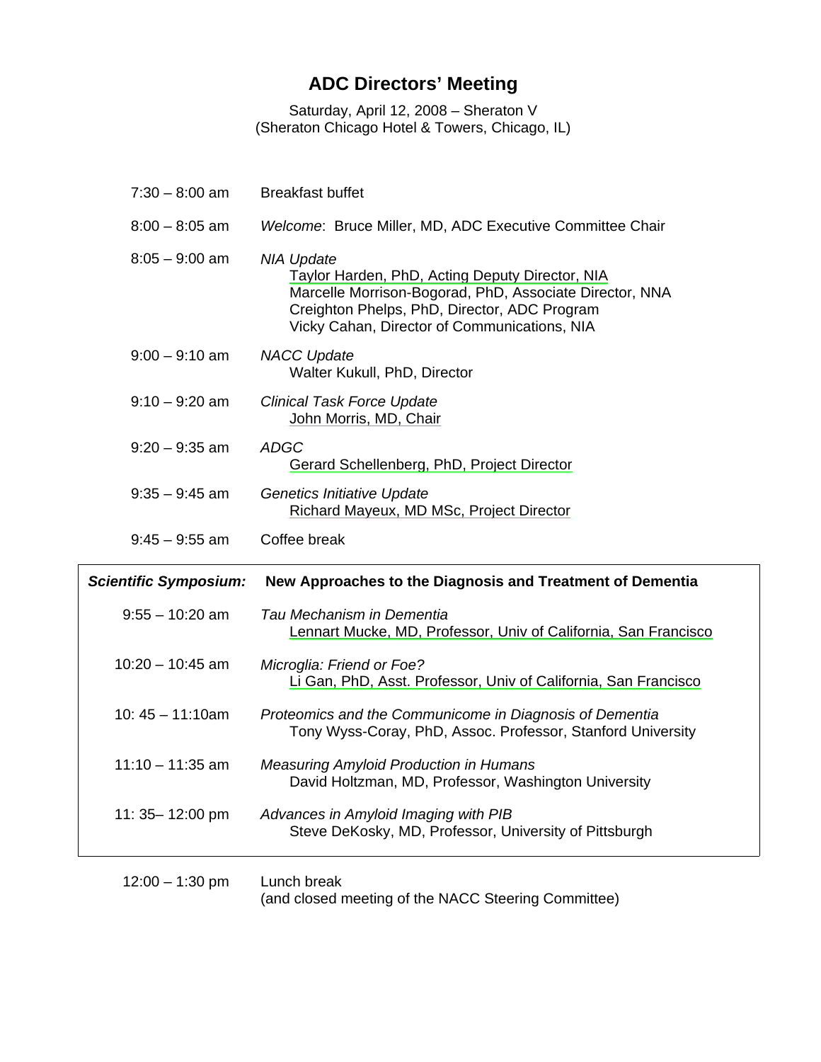# ADC Directors' Meeting

Saturday, April 12, 2008 – Sheraton V
(Sheraton Chicago Hotel & Towers, Chicago, IL)

| | |
|---|---|
| 7:30 – 8:00 am | Breakfast buffet |
| 8:00 – 8:05 am | *Welcome*: Bruce Miller, MD, ADC Executive Committee Chair |
| 8:05 – 9:00 am | *NIA Update*<br>Taylor Harden, PhD, Acting Deputy Director, NIA<br>Marcelle Morrison-Bogorad, PhD, Associate Director, NNA<br>Creighton Phelps, PhD, Director, ADC Program<br>Vicky Cahan, Director of Communications, NIA |
| 9:00 – 9:10 am | *NACC Update*<br>Walter Kukull, PhD, Director |
| 9:10 – 9:20 am | *Clinical Task Force Update*<br>John Morris, MD, Chair |
| 9:20 – 9:35 am | *ADGC*<br>Gerard Schellenberg, PhD, Project Director |
| 9:35 – 9:45 am | *Genetics Initiative Update*<br>Richard Mayeux, MD MSc, Project Director |
| 9:45 – 9:55 am | Coffee break |

| ***Scientific Symposium:*** | **New Approaches to the Diagnosis and Treatment of Dementia** |
|---|---|
| 9:55 – 10:20 am | *Tau Mechanism in Dementia*<br>Lennart Mucke, MD, Professor, Univ of California, San Francisco |
| 10:20 – 10:45 am | *Microglia: Friend or Foe?*<br>Li Gan, PhD, Asst. Professor, Univ of California, San Francisco |
| 10: 45 – 11:10am | *Proteomics and the Communicome in Diagnosis of Dementia*<br>Tony Wyss-Coray, PhD, Assoc. Professor, Stanford University |
| 11:10 – 11:35 am | *Measuring Amyloid Production in Humans*<br>David Holtzman, MD, Professor, Washington University |
| 11: 35– 12:00 pm | *Advances in Amyloid Imaging with PIB*<br>Steve DeKosky, MD, Professor, University of Pittsburgh |

| | |
|---|---|
| 12:00 – 1:30 pm | Lunch break<br>(and closed meeting of the NACC Steering Committee) |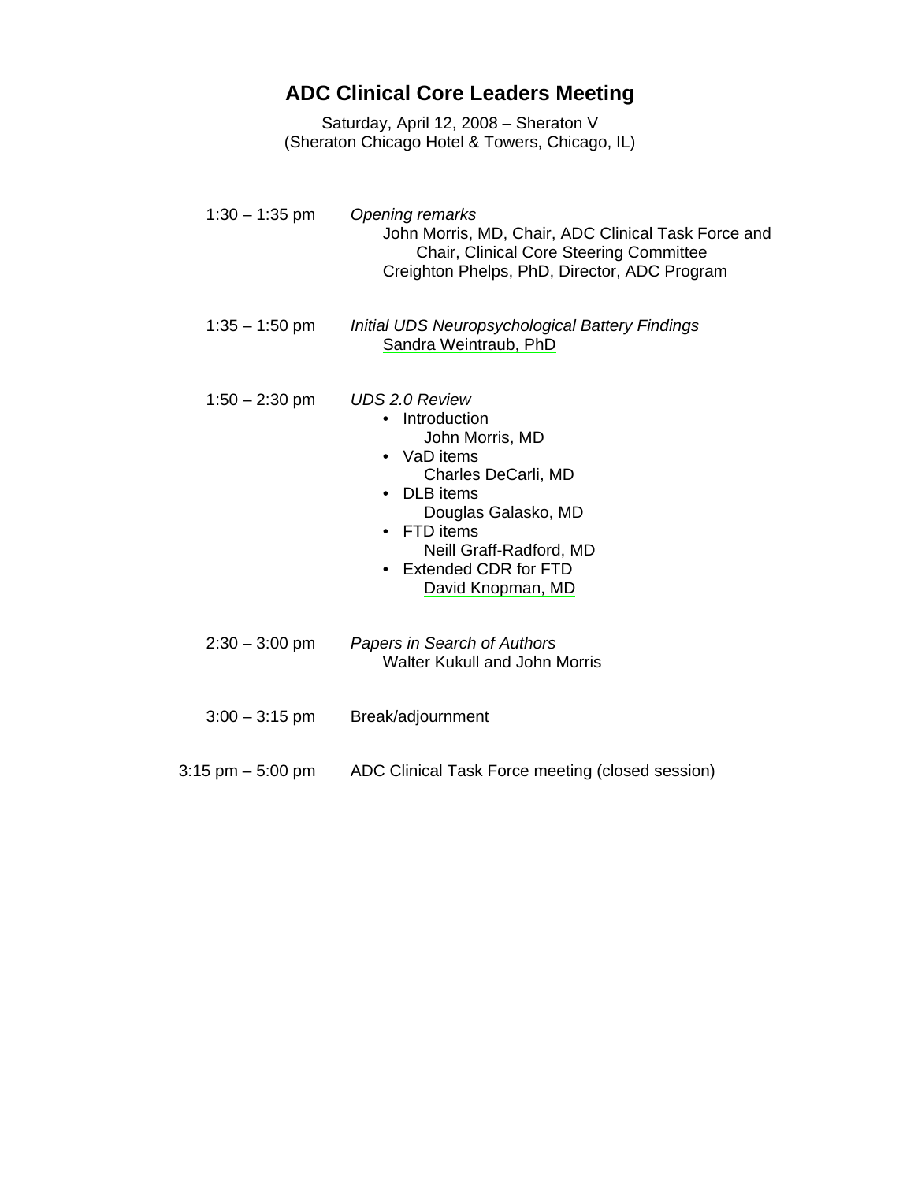# ADC Clinical Core Leaders Meeting

Saturday, April 12, 2008 – Sheraton V
(Sheraton Chicago Hotel & Towers, Chicago, IL)

1:30 – 1:35 pm *Opening remarks*
John Morris, MD, Chair, ADC Clinical Task Force and Chair, Clinical Core Steering Committee
Creighton Phelps, PhD, Director, ADC Program

1:35 – 1:50 pm *Initial UDS Neuropsychological Battery Findings*
Sandra Weintraub, PhD

1:50 – 2:30 pm *UDS 2.0 Review*

- Introduction
  John Morris, MD
- VaD items
  Charles DeCarli, MD
- DLB items
  Douglas Galasko, MD
- FTD items
  Neill Graff-Radford, MD
- Extended CDR for FTD
  David Knopman, MD

2:30 – 3:00 pm *Papers in Search of Authors*
Walter Kukull and John Morris

3:00 – 3:15 pm Break/adjournment

3:15 pm – 5:00 pm ADC Clinical Task Force meeting (closed session)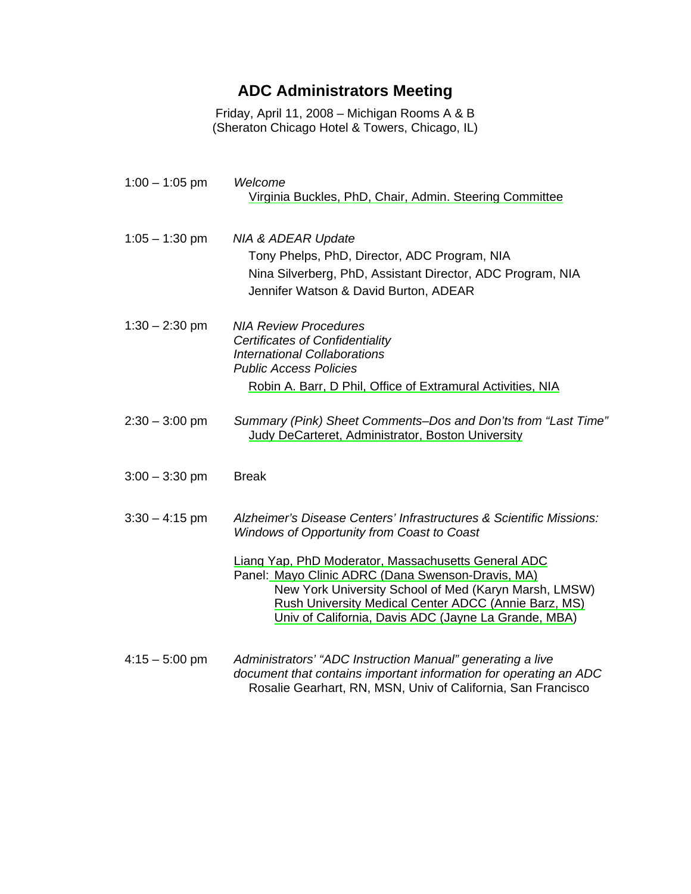# ADC Administrators Meeting

Friday, April 11, 2008 – Michigan Rooms A & B
(Sheraton Chicago Hotel & Towers, Chicago, IL)

| | |
|---|---|
| 1:00 – 1:05 pm | *Welcome*<br>Virginia Buckles, PhD, Chair, Admin. Steering Committee |
| 1:05 – 1:30 pm | *NIA & ADEAR Update*<br>Tony Phelps, PhD, Director, ADC Program, NIA<br>Nina Silverberg, PhD, Assistant Director, ADC Program, NIA<br>Jennifer Watson & David Burton, ADEAR |
| 1:30 – 2:30 pm | *NIA Review Procedures*<br>*Certificates of Confidentiality*<br>*International Collaborations*<br>*Public Access Policies*<br>Robin A. Barr, D Phil, Office of Extramural Activities, NIA |
| 2:30 – 3:00 pm | *Summary (Pink) Sheet Comments–Dos and Don'ts from "Last Time"*<br>Judy DeCarteret, Administrator, Boston University |
| 3:00 – 3:30 pm | Break |
| 3:30 – 4:15 pm | *Alzheimer's Disease Centers' Infrastructures & Scientific Missions: Windows of Opportunity from Coast to Coast*<br>Liang Yap, PhD Moderator, Massachusetts General ADC<br>Panel: Mayo Clinic ADRC (Dana Swenson-Dravis, MA)<br>New York University School of Med (Karyn Marsh, LMSW)<br>Rush University Medical Center ADCC (Annie Barz, MS)<br>Univ of California, Davis ADC (Jayne La Grande, MBA) |
| 4:15 – 5:00 pm | *Administrators' "ADC Instruction Manual" generating a live document that contains important information for operating an ADC*<br>Rosalie Gearhart, RN, MSN, Univ of California, San Francisco |